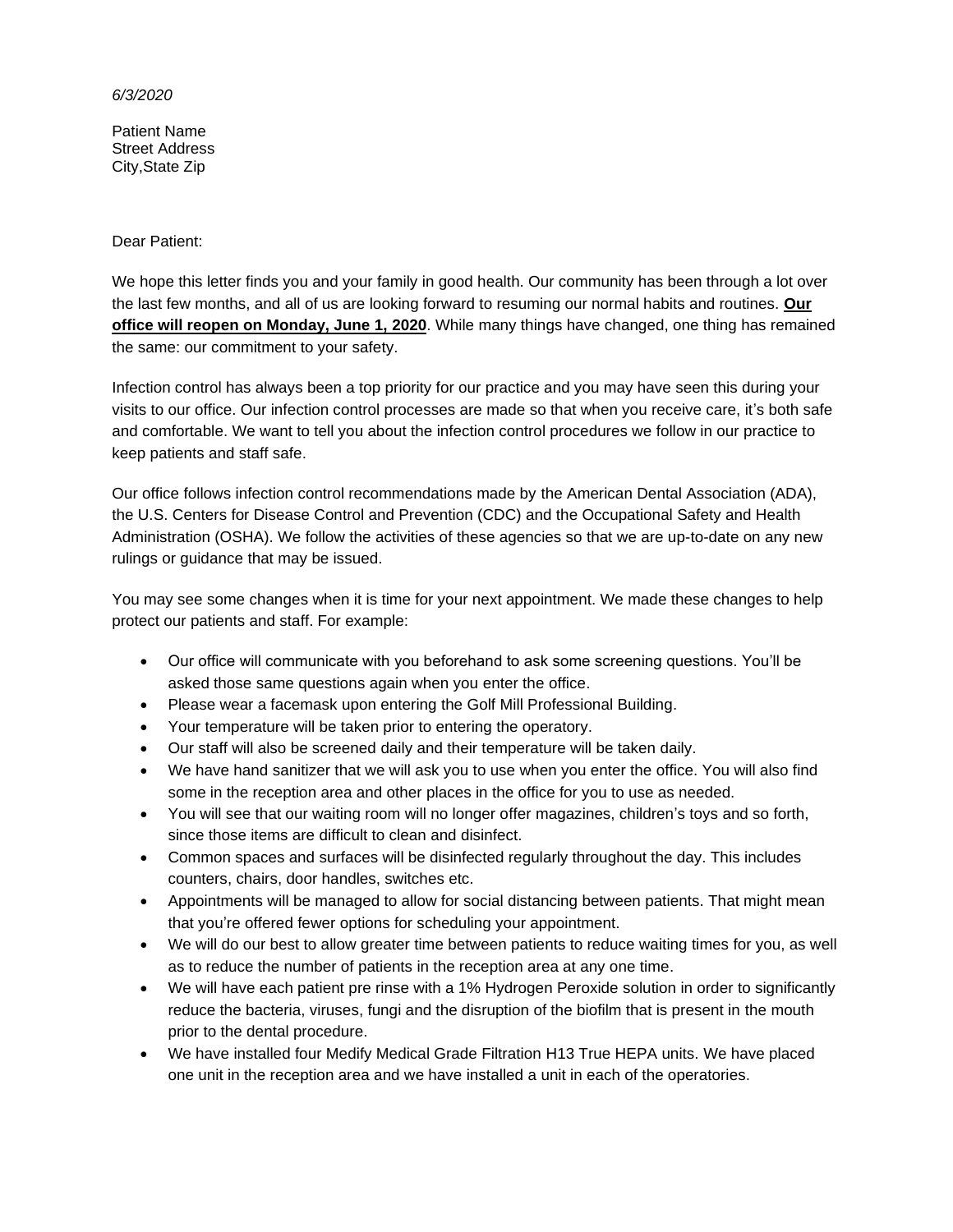*6/3/2020*

Patient Name
Street Address
City,State Zip

Dear Patient:

We hope this letter finds you and your family in good health. Our community has been through a lot over the last few months, and all of us are looking forward to resuming our normal habits and routines. **Our office will reopen on Monday, June 1, 2020**. While many things have changed, one thing has remained the same: our commitment to your safety.

Infection control has always been a top priority for our practice and you may have seen this during your visits to our office. Our infection control processes are made so that when you receive care, it's both safe and comfortable. We want to tell you about the infection control procedures we follow in our practice to keep patients and staff safe.

Our office follows infection control recommendations made by the American Dental Association (ADA), the U.S. Centers for Disease Control and Prevention (CDC) and the Occupational Safety and Health Administration (OSHA). We follow the activities of these agencies so that we are up-to-date on any new rulings or guidance that may be issued.

You may see some changes when it is time for your next appointment. We made these changes to help protect our patients and staff. For example:

- Our office will communicate with you beforehand to ask some screening questions. You'll be asked those same questions again when you enter the office.
- Please wear a facemask upon entering the Golf Mill Professional Building.
- Your temperature will be taken prior to entering the operatory.
- Our staff will also be screened daily and their temperature will be taken daily.
- We have hand sanitizer that we will ask you to use when you enter the office. You will also find some in the reception area and other places in the office for you to use as needed.
- You will see that our waiting room will no longer offer magazines, children's toys and so forth, since those items are difficult to clean and disinfect.
- Common spaces and surfaces will be disinfected regularly throughout the day. This includes counters, chairs, door handles, switches etc.
- Appointments will be managed to allow for social distancing between patients. That might mean that you're offered fewer options for scheduling your appointment.
- We will do our best to allow greater time between patients to reduce waiting times for you, as well as to reduce the number of patients in the reception area at any one time.
- We will have each patient pre rinse with a 1% Hydrogen Peroxide solution in order to significantly reduce the bacteria, viruses, fungi and the disruption of the biofilm that is present in the mouth prior to the dental procedure.
- We have installed four Medify Medical Grade Filtration H13 True HEPA units. We have placed one unit in the reception area and we have installed a unit in each of the operatories.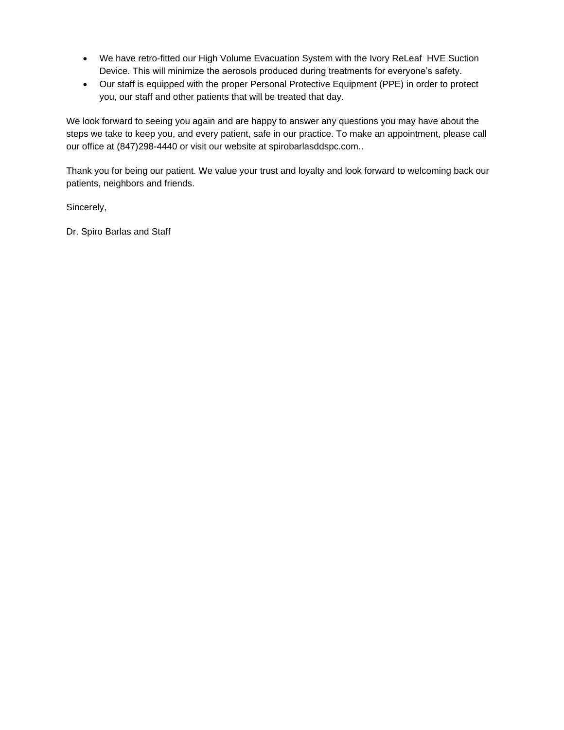- We have retro-fitted our High Volume Evacuation System with the Ivory ReLeaf HVE Suction Device. This will minimize the aerosols produced during treatments for everyone's safety.
- Our staff is equipped with the proper Personal Protective Equipment (PPE) in order to protect you, our staff and other patients that will be treated that day.

We look forward to seeing you again and are happy to answer any questions you may have about the steps we take to keep you, and every patient, safe in our practice. To make an appointment, please call our office at (847)298-4440 or visit our website at spirobarlasddspc.com..

Thank you for being our patient. We value your trust and loyalty and look forward to welcoming back our patients, neighbors and friends.

Sincerely,

Dr. Spiro Barlas and Staff